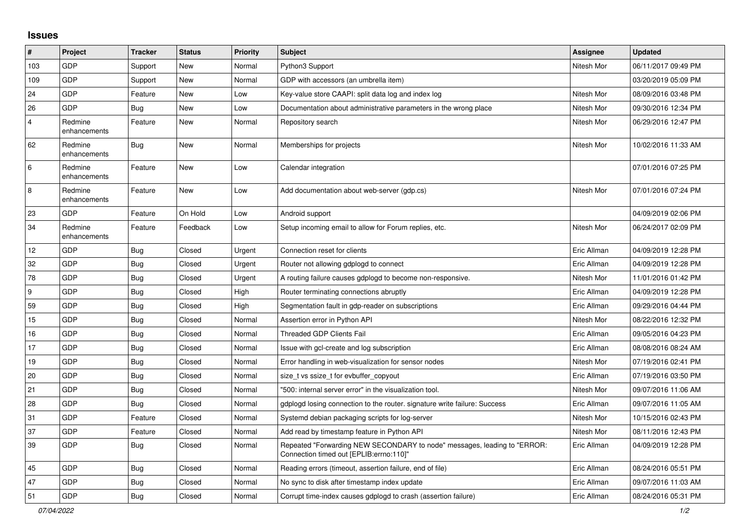## Issues

| # | Project | Tracker | Status | Priority | Subject | Assignee | Updated |
|---|---|---|---|---|---|---|---|
| 103 | GDP | Support | New | Normal | Python3 Support | Nitesh Mor | 06/11/2017 09:49 PM |
| 109 | GDP | Support | New | Normal | GDP with accessors (an umbrella item) | | 03/20/2019 05:09 PM |
| 24 | GDP | Feature | New | Low | Key-value store CAAPI: split data log and index log | Nitesh Mor | 08/09/2016 03:48 PM |
| 26 | GDP | Bug | New | Low | Documentation about administrative parameters in the wrong place | Nitesh Mor | 09/30/2016 12:34 PM |
| 4 | Redmine enhancements | Feature | New | Normal | Repository search | Nitesh Mor | 06/29/2016 12:47 PM |
| 62 | Redmine enhancements | Bug | New | Normal | Memberships for projects | Nitesh Mor | 10/02/2016 11:33 AM |
| 6 | Redmine enhancements | Feature | New | Low | Calendar integration | | 07/01/2016 07:25 PM |
| 8 | Redmine enhancements | Feature | New | Low | Add documentation about web-server (gdp.cs) | Nitesh Mor | 07/01/2016 07:24 PM |
| 23 | GDP | Feature | On Hold | Low | Android support | | 04/09/2019 02:06 PM |
| 34 | Redmine enhancements | Feature | Feedback | Low | Setup incoming email to allow for Forum replies, etc. | Nitesh Mor | 06/24/2017 02:09 PM |
| 12 | GDP | Bug | Closed | Urgent | Connection reset for clients | Eric Allman | 04/09/2019 12:28 PM |
| 32 | GDP | Bug | Closed | Urgent | Router not allowing gdplogd to connect | Eric Allman | 04/09/2019 12:28 PM |
| 78 | GDP | Bug | Closed | Urgent | A routing failure causes gdplogd to become non-responsive. | Nitesh Mor | 11/01/2016 01:42 PM |
| 9 | GDP | Bug | Closed | High | Router terminating connections abruptly | Eric Allman | 04/09/2019 12:28 PM |
| 59 | GDP | Bug | Closed | High | Segmentation fault in gdp-reader on subscriptions | Eric Allman | 09/29/2016 04:44 PM |
| 15 | GDP | Bug | Closed | Normal | Assertion error in Python API | Nitesh Mor | 08/22/2016 12:32 PM |
| 16 | GDP | Bug | Closed | Normal | Threaded GDP Clients Fail | Eric Allman | 09/05/2016 04:23 PM |
| 17 | GDP | Bug | Closed | Normal | Issue with gcl-create and log subscription | Eric Allman | 08/08/2016 08:24 AM |
| 19 | GDP | Bug | Closed | Normal | Error handling in web-visualization for sensor nodes | Nitesh Mor | 07/19/2016 02:41 PM |
| 20 | GDP | Bug | Closed | Normal | size_t vs ssize_t for evbuffer_copyout | Eric Allman | 07/19/2016 03:50 PM |
| 21 | GDP | Bug | Closed | Normal | "500: internal server error" in the visualization tool. | Nitesh Mor | 09/07/2016 11:06 AM |
| 28 | GDP | Bug | Closed | Normal | gdplogd losing connection to the router. signature write failure: Success | Eric Allman | 09/07/2016 11:05 AM |
| 31 | GDP | Feature | Closed | Normal | Systemd debian packaging scripts for log-server | Nitesh Mor | 10/15/2016 02:43 PM |
| 37 | GDP | Feature | Closed | Normal | Add read by timestamp feature in Python API | Nitesh Mor | 08/11/2016 12:43 PM |
| 39 | GDP | Bug | Closed | Normal | Repeated "Forwarding NEW SECONDARY to node" messages, leading to "ERROR: Connection timed out [EPLIB:errno:110]" | Eric Allman | 04/09/2019 12:28 PM |
| 45 | GDP | Bug | Closed | Normal | Reading errors (timeout, assertion failure, end of file) | Eric Allman | 08/24/2016 05:51 PM |
| 47 | GDP | Bug | Closed | Normal | No sync to disk after timestamp index update | Eric Allman | 09/07/2016 11:03 AM |
| 51 | GDP | Bug | Closed | Normal | Corrupt time-index causes gdplogd to crash (assertion failure) | Eric Allman | 08/24/2016 05:31 PM |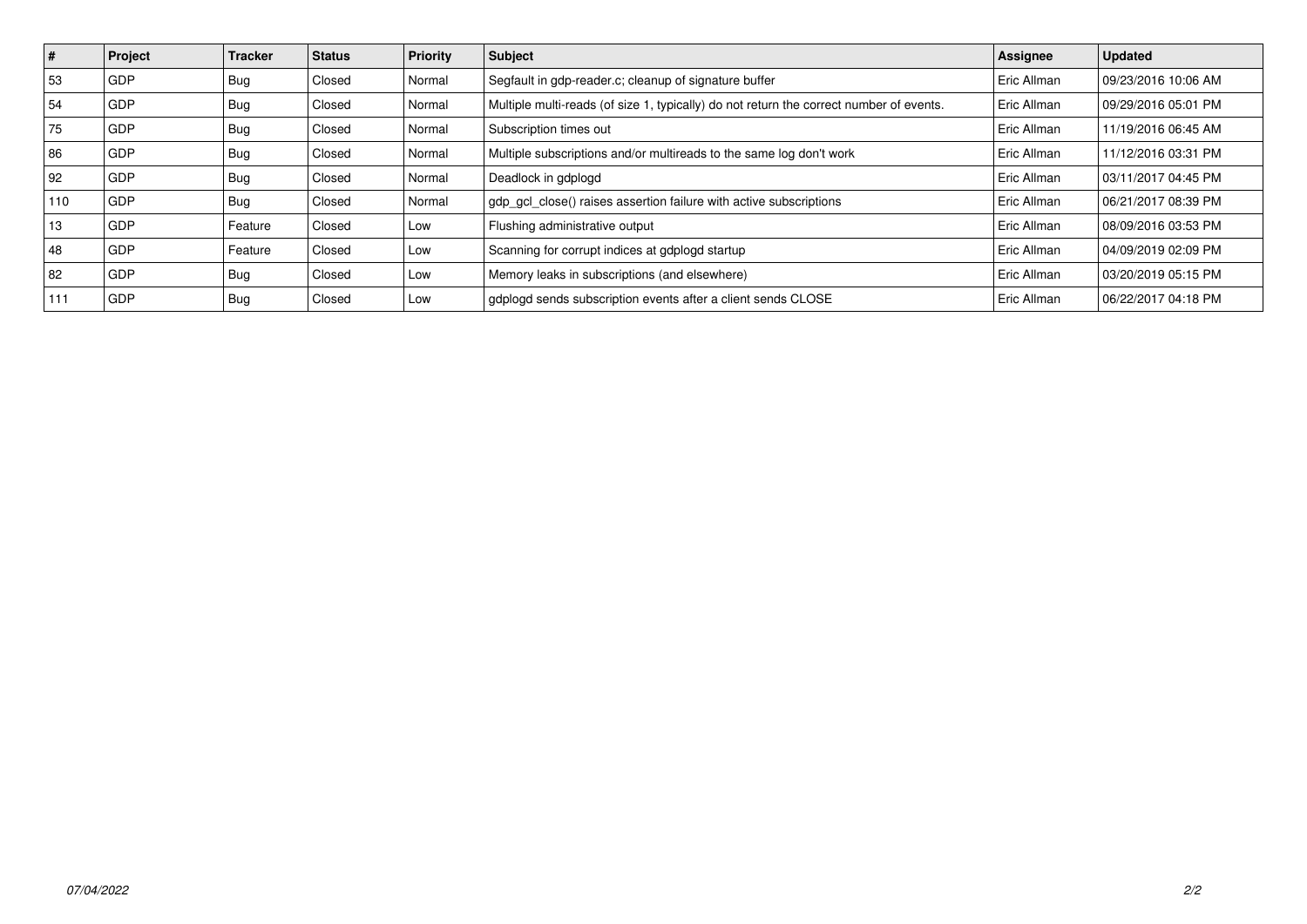| # | Project | Tracker | Status | Priority | Subject | Assignee | Updated |
|---|---|---|---|---|---|---|---|
| 53 | GDP | Bug | Closed | Normal | Segfault in gdp-reader.c; cleanup of signature buffer | Eric Allman | 09/23/2016 10:06 AM |
| 54 | GDP | Bug | Closed | Normal | Multiple multi-reads (of size 1, typically) do not return the correct number of events. | Eric Allman | 09/29/2016 05:01 PM |
| 75 | GDP | Bug | Closed | Normal | Subscription times out | Eric Allman | 11/19/2016 06:45 AM |
| 86 | GDP | Bug | Closed | Normal | Multiple subscriptions and/or multireads to the same log don't work | Eric Allman | 11/12/2016 03:31 PM |
| 92 | GDP | Bug | Closed | Normal | Deadlock in gdplogd | Eric Allman | 03/11/2017 04:45 PM |
| 110 | GDP | Bug | Closed | Normal | gdp_gcl_close() raises assertion failure with active subscriptions | Eric Allman | 06/21/2017 08:39 PM |
| 13 | GDP | Feature | Closed | Low | Flushing administrative output | Eric Allman | 08/09/2016 03:53 PM |
| 48 | GDP | Feature | Closed | Low | Scanning for corrupt indices at gdplogd startup | Eric Allman | 04/09/2019 02:09 PM |
| 82 | GDP | Bug | Closed | Low | Memory leaks in subscriptions (and elsewhere) | Eric Allman | 03/20/2019 05:15 PM |
| 111 | GDP | Bug | Closed | Low | gdplogd sends subscription events after a client sends CLOSE | Eric Allman | 06/22/2017 04:18 PM |

*07/04/2022*